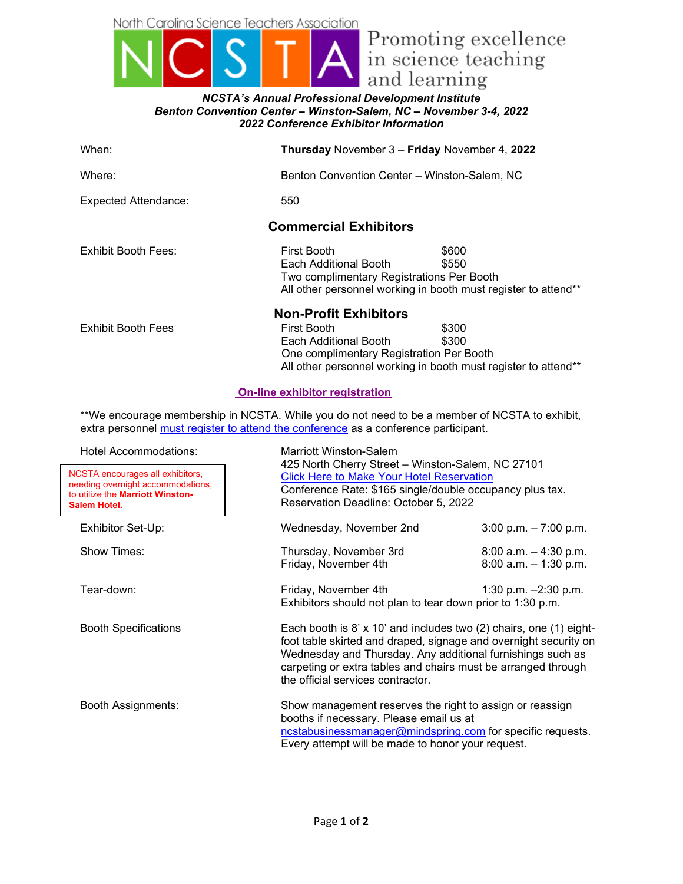North Carolina Science Teachers Association

# NCSTA

Promoting excellence in science teaching and learning

***NCSTA's Annual Professional Development Institute***
***Benton Convention Center – Winston-Salem, NC – November 3-4, 2022***
***2022 Conference Exhibitor Information***

When: **Thursday** November 3 – **Friday** November 4, **2022**

Where: Benton Convention Center – Winston-Salem, NC

Expected Attendance: 550

## Commercial Exhibitors

Exhibit Booth Fees:

| | |
|---|---|
| First Booth | $600 |
| Each Additional Booth | $550 |

Two complimentary Registrations Per Booth
All other personnel working in booth must register to attend**

## Non-Profit Exhibitors

Exhibit Booth Fees

| | |
|---|---|
| First Booth | $300 |
| Each Additional Booth | $300 |

One complimentary Registration Per Booth
All other personnel working in booth must register to attend**

**On-line exhibitor registration**

**We encourage membership in NCSTA. While you do not need to be a member of NCSTA to exhibit, extra personnel must register to attend the conference as a conference participant.

Hotel Accommodations:

NCSTA encourages all exhibitors, needing overnight accommodations, to utilize the **Marriott Winston-Salem Hotel.**

Marriott Winston-Salem
425 North Cherry Street – Winston-Salem, NC 27101
Click Here to Make Your Hotel Reservation
Conference Rate: $165 single/double occupancy plus tax.
Reservation Deadline: October 5, 2022

| | | |
|---|---|---|
| Exhibitor Set-Up: | Wednesday, November 2nd | 3:00 p.m. – 7:00 p.m. |
| Show Times: | Thursday, November 3rd | 8:00 a.m. – 4:30 p.m. |
| | Friday, November 4th | 8:00 a.m. – 1:30 p.m. |
| Tear-down: | Friday, November 4th | 1:30 p.m. –2:30 p.m. |

Exhibitors should not plan to tear down prior to 1:30 p.m.

Booth Specifications: Each booth is 8' x 10' and includes two (2) chairs, one (1) eight-foot table skirted and draped, signage and overnight security on Wednesday and Thursday. Any additional furnishings such as carpeting or extra tables and chairs must be arranged through the official services contractor.

Booth Assignments: Show management reserves the right to assign or reassign booths if necessary. Please email us at ncstabusinessmanager@mindspring.com for specific requests. Every attempt will be made to honor your request.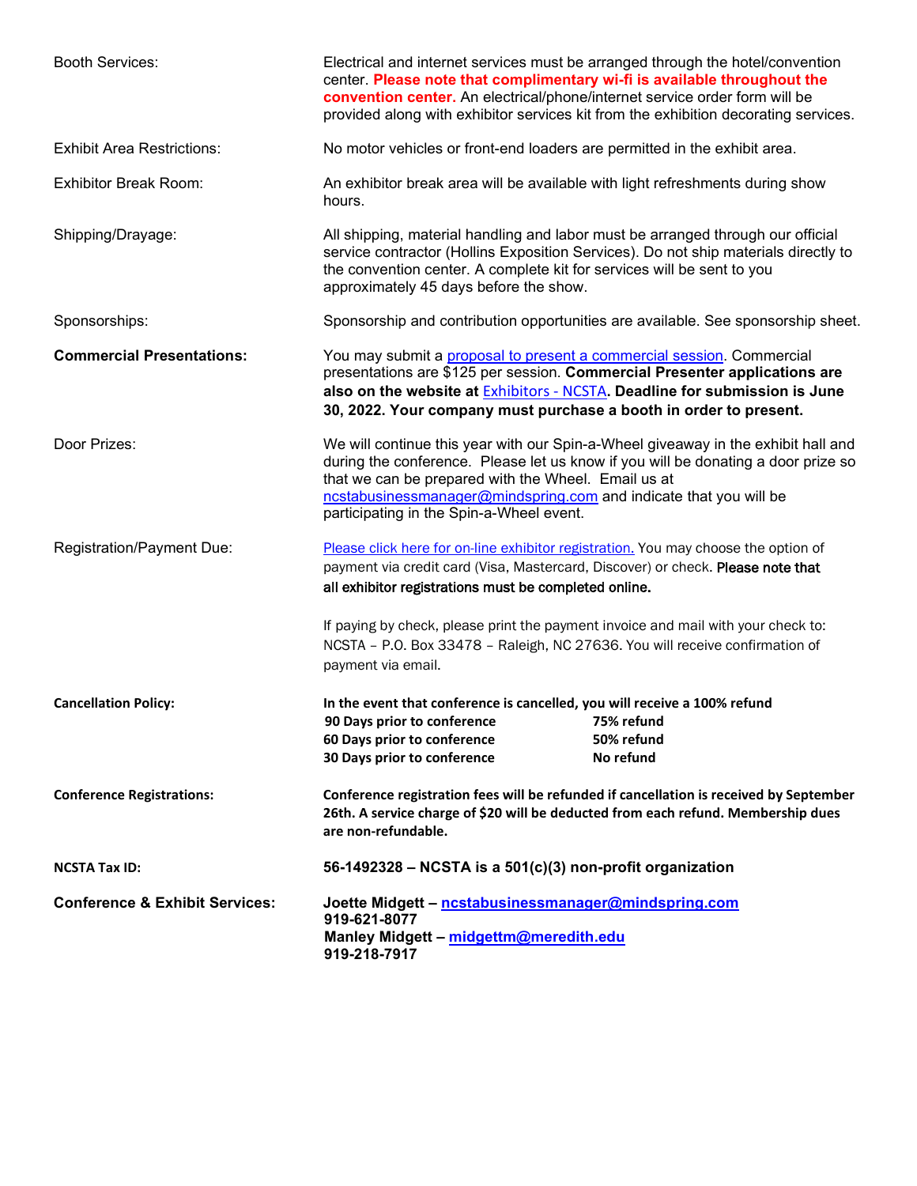Booth Services: Electrical and internet services must be arranged through the hotel/convention center. **Please note that complimentary wi-fi is available throughout the convention center.** An electrical/phone/internet service order form will be provided along with exhibitor services kit from the exhibition decorating services.

Exhibit Area Restrictions: No motor vehicles or front-end loaders are permitted in the exhibit area.

Exhibitor Break Room: An exhibitor break area will be available with light refreshments during show hours.

Shipping/Drayage: All shipping, material handling and labor must be arranged through our official service contractor (Hollins Exposition Services). Do not ship materials directly to the convention center. A complete kit for services will be sent to you approximately 45 days before the show.

Sponsorships: Sponsorship and contribution opportunities are available. See sponsorship sheet.

**Commercial Presentations:** You may submit a proposal to present a commercial session. Commercial presentations are $125 per session. **Commercial Presenter applications are also on the website at Exhibitors - NCSTA. Deadline for submission is June 30, 2022. Your company must purchase a booth in order to present.**

Door Prizes: We will continue this year with our Spin-a-Wheel giveaway in the exhibit hall and during the conference. Please let us know if you will be donating a door prize so that we can be prepared with the Wheel. Email us at ncstabusinessmanager@mindspring.com and indicate that you will be participating in the Spin-a-Wheel event.

Registration/Payment Due: Please click here for on-line exhibitor registration. You may choose the option of payment via credit card (Visa, Mastercard, Discover) or check. Please note that all exhibitor registrations must be completed online.

If paying by check, please print the payment invoice and mail with your check to: NCSTA – P.O. Box 33478 – Raleigh, NC 27636. You will receive confirmation of payment via email.

**Cancellation Policy:** **In the event that conference is cancelled, you will receive a 100% refund**

| | |
|---|---|
| **90 Days prior to conference** | **75% refund** |
| **60 Days prior to conference** | **50% refund** |
| **30 Days prior to conference** | **No refund** |

**Conference Registrations:** **Conference registration fees will be refunded if cancellation is received by September 26th. A service charge of $20 will be deducted from each refund. Membership dues are non-refundable.**

**NCSTA Tax ID:** **56-1492328 – NCSTA is a 501(c)(3) non-profit organization**

**Conference & Exhibit Services:**
**Joette Midgett – ncstabusinessmanager@mindspring.com**
**919-621-8077**
**Manley Midgett – midgettm@meredith.edu**
**919-218-7917**